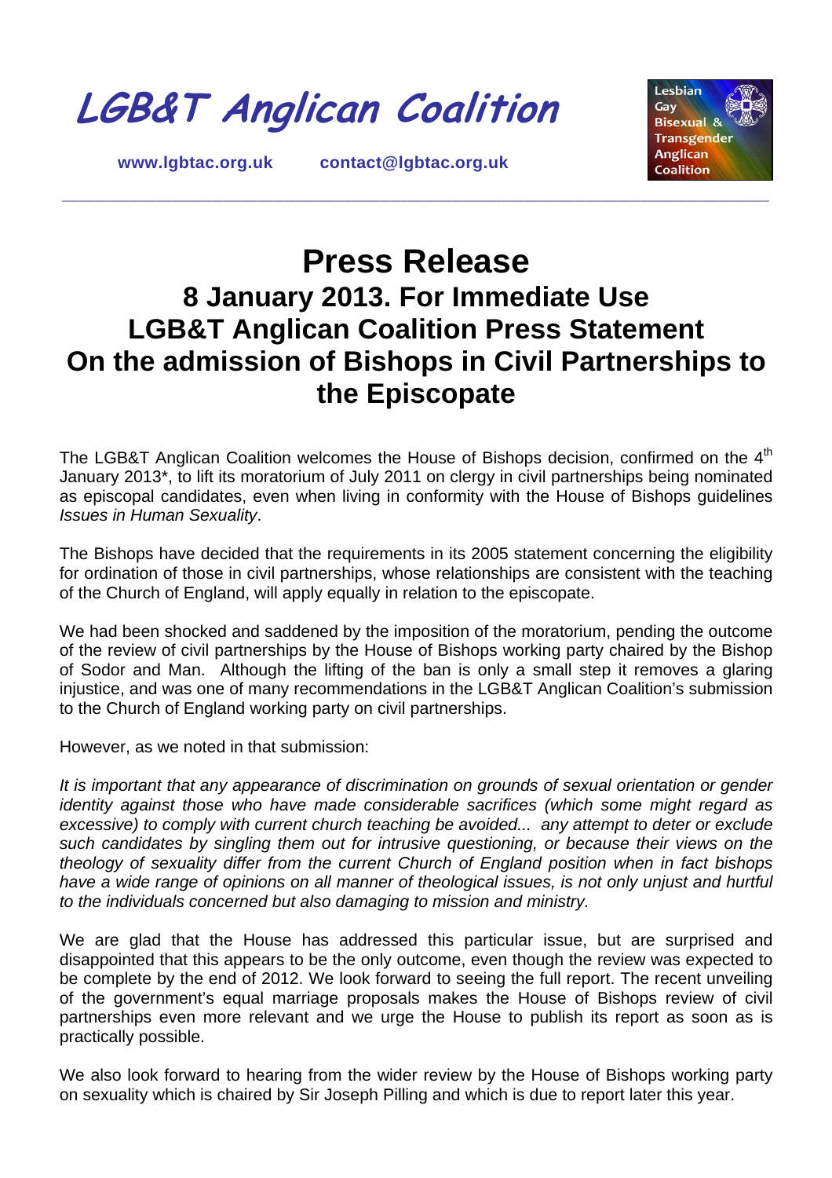# LGB&T Anglican Coalition

**www.lgbtac.org.uk** **contact@lgbtac.org.uk**

Lesbian Gay Bisexual & Transgender Anglican Coalition

# Press Release

## 8 January 2013. For Immediate Use
## LGB&T Anglican Coalition Press Statement
## On the admission of Bishops in Civil Partnerships to the Episcopate

The LGB&T Anglican Coalition welcomes the House of Bishops decision, confirmed on the 4th January 2013*, to lift its moratorium of July 2011 on clergy in civil partnerships being nominated as episcopal candidates, even when living in conformity with the House of Bishops guidelines *Issues in Human Sexuality*.

The Bishops have decided that the requirements in its 2005 statement concerning the eligibility for ordination of those in civil partnerships, whose relationships are consistent with the teaching of the Church of England, will apply equally in relation to the episcopate.

We had been shocked and saddened by the imposition of the moratorium, pending the outcome of the review of civil partnerships by the House of Bishops working party chaired by the Bishop of Sodor and Man. Although the lifting of the ban is only a small step it removes a glaring injustice, and was one of many recommendations in the LGB&T Anglican Coalition's submission to the Church of England working party on civil partnerships.

However, as we noted in that submission:

*It is important that any appearance of discrimination on grounds of sexual orientation or gender identity against those who have made considerable sacrifices (which some might regard as excessive) to comply with current church teaching be avoided... any attempt to deter or exclude such candidates by singling them out for intrusive questioning, or because their views on the theology of sexuality differ from the current Church of England position when in fact bishops have a wide range of opinions on all manner of theological issues, is not only unjust and hurtful to the individuals concerned but also damaging to mission and ministry.*

We are glad that the House has addressed this particular issue, but are surprised and disappointed that this appears to be the only outcome, even though the review was expected to be complete by the end of 2012. We look forward to seeing the full report. The recent unveiling of the government's equal marriage proposals makes the House of Bishops review of civil partnerships even more relevant and we urge the House to publish its report as soon as is practically possible.

We also look forward to hearing from the wider review by the House of Bishops working party on sexuality which is chaired by Sir Joseph Pilling and which is due to report later this year.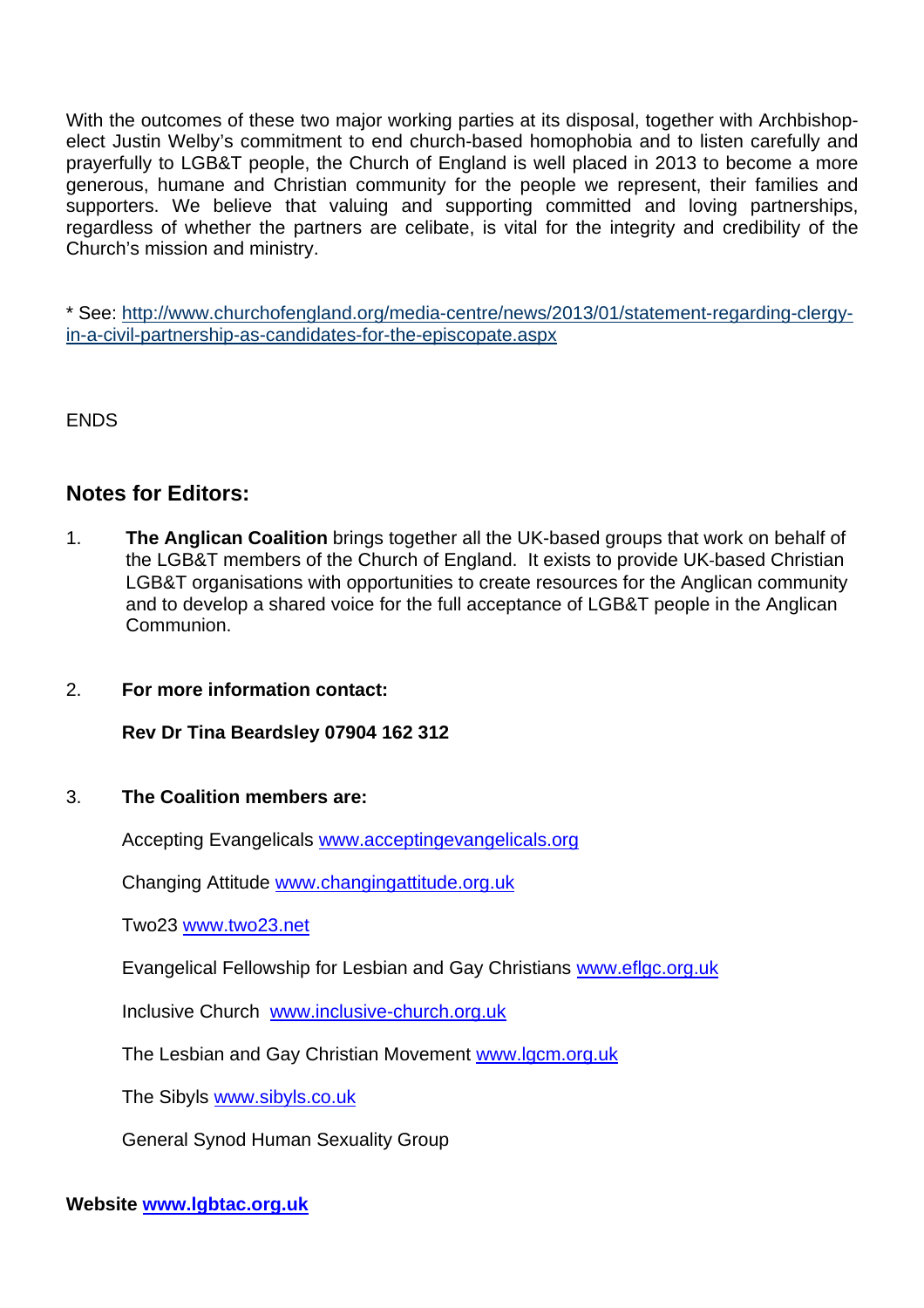With the outcomes of these two major working parties at its disposal, together with Archbishop-elect Justin Welby's commitment to end church-based homophobia and to listen carefully and prayerfully to LGB&T people, the Church of England is well placed in 2013 to become a more generous, humane and Christian community for the people we represent, their families and supporters. We believe that valuing and supporting committed and loving partnerships, regardless of whether the partners are celibate, is vital for the integrity and credibility of the Church's mission and ministry.

* See: http://www.churchofengland.org/media-centre/news/2013/01/statement-regarding-clergy-in-a-civil-partnership-as-candidates-for-the-episcopate.aspx

ENDS

## Notes for Editors:

1. **The Anglican Coalition** brings together all the UK-based groups that work on behalf of the LGB&T members of the Church of England. It exists to provide UK-based Christian LGB&T organisations with opportunities to create resources for the Anglican community and to develop a shared voice for the full acceptance of LGB&T people in the Anglican Communion.

2. **For more information contact:**

   **Rev Dr Tina Beardsley 07904 162 312**

3. **The Coalition members are:**

   Accepting Evangelicals www.acceptingevangelicals.org

   Changing Attitude www.changingattitude.org.uk

   Two23 www.two23.net

   Evangelical Fellowship for Lesbian and Gay Christians www.eflgc.org.uk

   Inclusive Church www.inclusive-church.org.uk

   The Lesbian and Gay Christian Movement www.lgcm.org.uk

   The Sibyls www.sibyls.co.uk

   General Synod Human Sexuality Group

**Website www.lgbtac.org.uk**